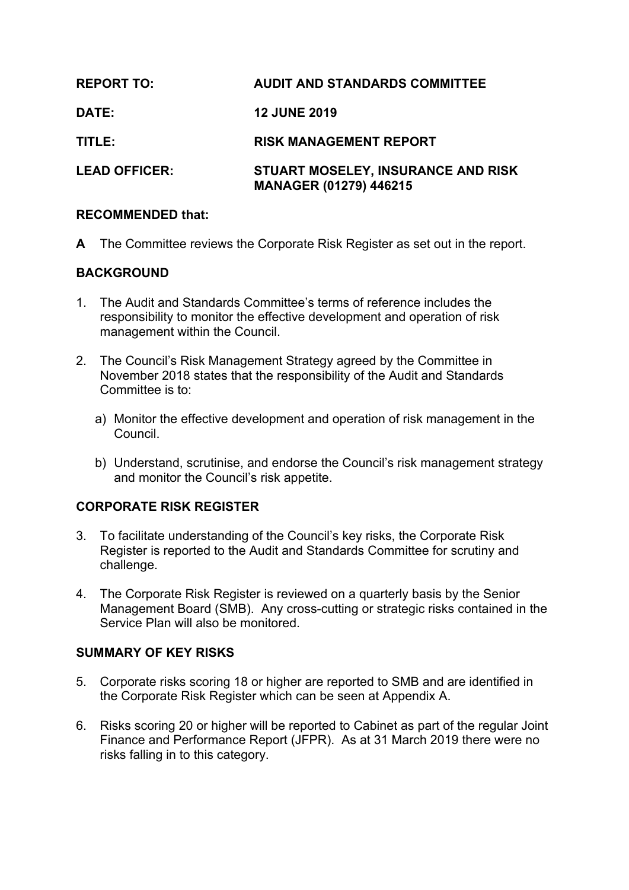**REPORT TO:** **AUDIT AND STANDARDS COMMITTEE**

**DATE:** **12 JUNE 2019**

**TITLE:** **RISK MANAGEMENT REPORT**

**LEAD OFFICER:** **STUART MOSELEY, INSURANCE AND RISK MANAGER (01279) 446215**

**RECOMMENDED that:**

**A** The Committee reviews the Corporate Risk Register as set out in the report.

## BACKGROUND

1. The Audit and Standards Committee's terms of reference includes the responsibility to monitor the effective development and operation of risk management within the Council.

2. The Council's Risk Management Strategy agreed by the Committee in November 2018 states that the responsibility of the Audit and Standards Committee is to:

   a) Monitor the effective development and operation of risk management in the Council.

   b) Understand, scrutinise, and endorse the Council's risk management strategy and monitor the Council's risk appetite.

## CORPORATE RISK REGISTER

3. To facilitate understanding of the Council's key risks, the Corporate Risk Register is reported to the Audit and Standards Committee for scrutiny and challenge.

4. The Corporate Risk Register is reviewed on a quarterly basis by the Senior Management Board (SMB). Any cross-cutting or strategic risks contained in the Service Plan will also be monitored.

## SUMMARY OF KEY RISKS

5. Corporate risks scoring 18 or higher are reported to SMB and are identified in the Corporate Risk Register which can be seen at Appendix A.

6. Risks scoring 20 or higher will be reported to Cabinet as part of the regular Joint Finance and Performance Report (JFPR). As at 31 March 2019 there were no risks falling in to this category.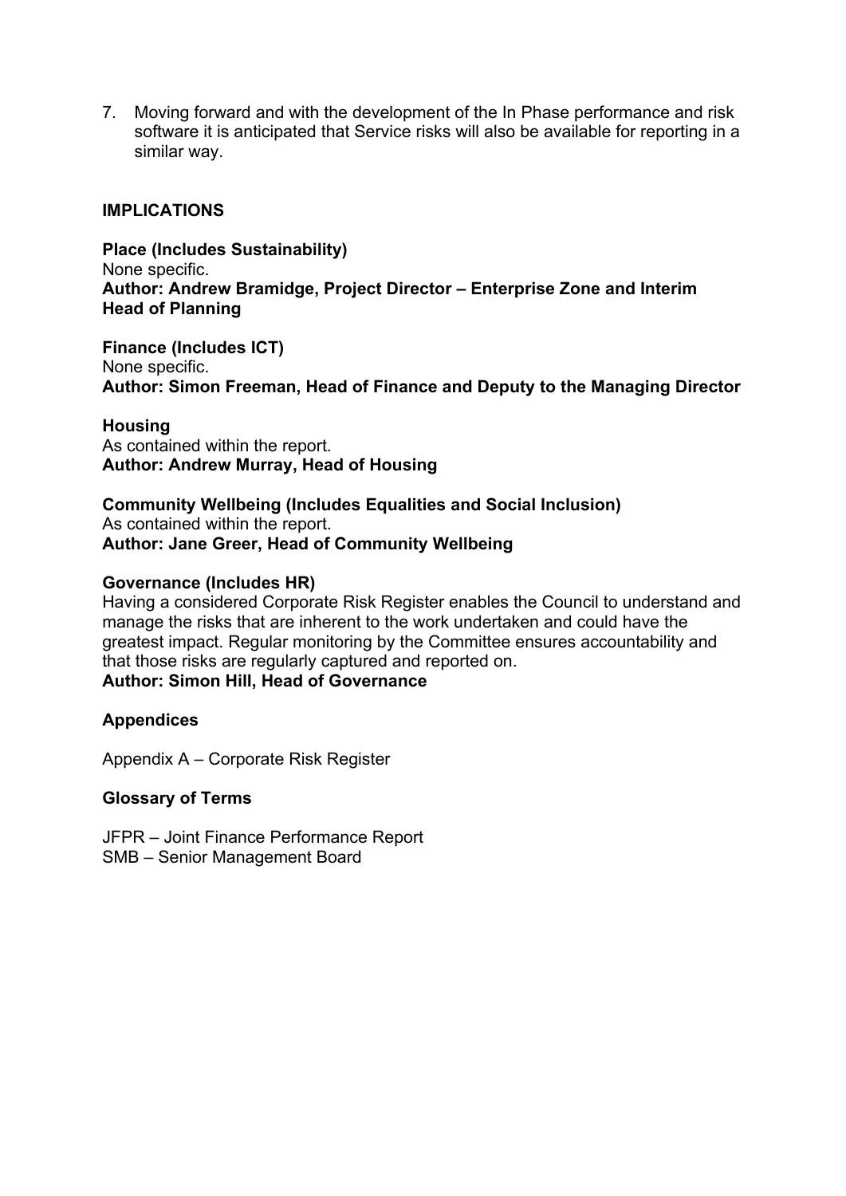7. Moving forward and with the development of the In Phase performance and risk software it is anticipated that Service risks will also be available for reporting in a similar way.

## IMPLICATIONS

**Place (Includes Sustainability)**
None specific.
**Author: Andrew Bramidge, Project Director – Enterprise Zone and Interim Head of Planning**

**Finance (Includes ICT)**
None specific.
**Author: Simon Freeman, Head of Finance and Deputy to the Managing Director**

**Housing**
As contained within the report.
**Author: Andrew Murray, Head of Housing**

**Community Wellbeing (Includes Equalities and Social Inclusion)**
As contained within the report.
**Author: Jane Greer, Head of Community Wellbeing**

**Governance (Includes HR)**
Having a considered Corporate Risk Register enables the Council to understand and manage the risks that are inherent to the work undertaken and could have the greatest impact. Regular monitoring by the Committee ensures accountability and that those risks are regularly captured and reported on.
**Author: Simon Hill, Head of Governance**

## Appendices

Appendix A – Corporate Risk Register

## Glossary of Terms

JFPR – Joint Finance Performance Report
SMB – Senior Management Board